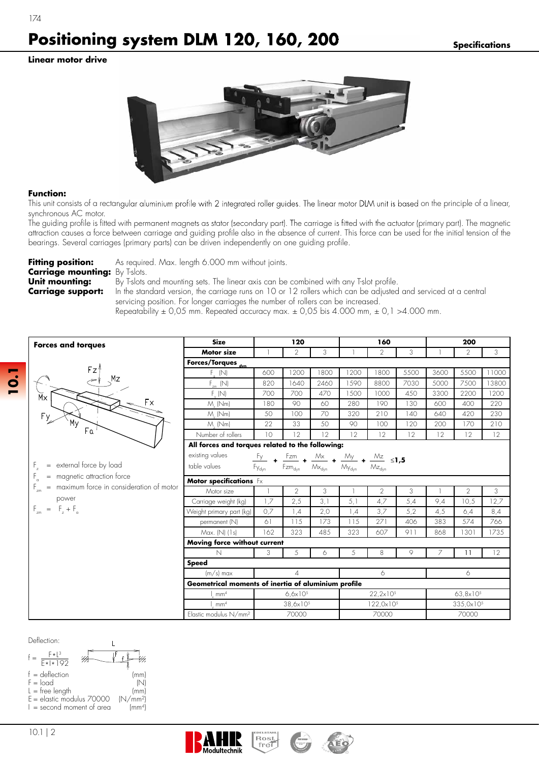# Positioning system DLM 120, 160, 200

**Specifications**

**Linear motor drive**

**Function:**

This unit consists of a rectangular aluminium profile with 2 integrated roller guides. The linear motor DLM unit is based on the principle of a linear, synchronous AC motor.

The guiding profile is fitted with permanent magnets as stator (secondary part). The carriage is fitted with the actuator (primary part). The magnetic attraction causes a force between carriage and guiding profile also in the absence of current. This force can be used for the initial tension of the bearings. Several carriages (primary parts) can be driven independently on one guiding profile.

**Fitting position:** As required. Max. length 6.000 mm without joints.

**Carriage mounting:** By T-slots.

**Unit mounting:** By T-slots and mounting sets. The linear axis can be combined with any T-slot profile.

**Carriage support:** In the standard version, the carriage runs on 10 or 12 rollers which can be adjusted and serviced at a central servicing position. For longer carriages the number of rollers can be increased.
Repeatability ± 0,05 mm. Repeated accuracy max. ± 0,05 bis 4.000 mm, ± 0,1 >4.000 mm.

**Forces and torques**

$F_z$ = external force by load

$F_a$ = magnetic attraction force

$F_{zm}$ = maximum force in consideration of motor power

$F_{zm} = F_z + F_a$

| Size | 120 | | | 160 | | | 200 | | |
|---|---|---|---|---|---|---|---|---|---|
| **Motor size** | 1 | 2 | 3 | 1 | 2 | 3 | 1 | 2 | 3 |
| **Forces/Torques $_{dyn}$** | | | | | | | | | |
| $F_a$ (N) | 600 | 1200 | 1800 | 1200 | 1800 | 5500 | 3600 | 5500 | 11000 |
| $F_{zm}$ (N) | 820 | 1640 | 2460 | 1590 | 8800 | 7030 | 5000 | 7500 | 13800 |
| $F_y$ (N) | 700 | 700 | 470 | 1500 | 1000 | 450 | 3300 | 2200 | 1200 |
| $M_x$ (Nm) | 180 | 90 | 60 | 280 | 190 | 130 | 600 | 400 | 220 |
| $M_y$ (Nm) | 50 | 100 | 70 | 320 | 210 | 140 | 640 | 420 | 230 |
| $M_z$ (Nm) | 22 | 33 | 50 | 90 | 100 | 120 | 200 | 170 | 210 |
| Number of rollers | 10 | 12 | 12 | 12 | 12 | 12 | 12 | 12 | 12 |
| **All forces and torques related to the following:** | | | | | | | | | |
| existing values / table values | $\frac{Fy}{Fy_{dyn}} + \frac{Fzm}{Fzm_{dyn}} + \frac{Mx}{Mx_{dyn}} + \frac{My}{My_{dyn}} + \frac{Mz}{Mz_{dyn}} \leq 1{,}5$ | | | | | | | | |
| **Motor specifications** Fx | | | | | | | | | |
| Motor size | 1 | 2 | 3 | 1 | 2 | 3 | 1 | 2 | 3 |
| Carriage weight (kg) | 1,7 | 2,5 | 3,1 | 5,1 | 4,7 | 5,4 | 9,4 | 10,5 | 12,7 |
| Weight primary part (kg) | 0,7 | 1,4 | 2,0 | 1,4 | 3,7 | 5,2 | 4,5 | 6,4 | 8,4 |
| permanent (N) | 61 | 115 | 173 | 115 | 271 | 406 | 383 | 574 | 766 |
| Max. (N) (1s) | 162 | 323 | 485 | 323 | 607 | 911 | 868 | 1301 | 1735 |
| **Moving force without current** | | | | | | | | | |
| N | 3 | 5 | 6 | 5 | 8 | 9 | 7 | 11 | 12 |
| **Speed** | | | | | | | | | |
| (m/s) max | 4 | | | 6 | | | 6 | | |
| **Geometrical moments of inertia of aluminium profile** | | | | | | | | | |
| $I_x$ mm$^4$ | 6,6x10$^5$ | | | 22,2x10$^5$ | | | 63,8x10$^5$ | | |
| $I_y$ mm$^4$ | 38,6x10$^5$ | | | 122,0x10$^5$ | | | 335,0x10$^5$ | | |
| Elastic modulus N/mm$^2$ | 70000 | | | 70000 | | | 70000 | | |

Deflection:

$$f = \frac{F \cdot L^3}{E \cdot I \cdot 192}$$

| | | |
|---|---|---|
| f | = deflection | (mm) |
| F | = load | (N) |
| L | = free length | (mm) |
| E | = elastic modulus 70000 | (N/mm$^2$) |
| I | = second moment of area | (mm$^4$) |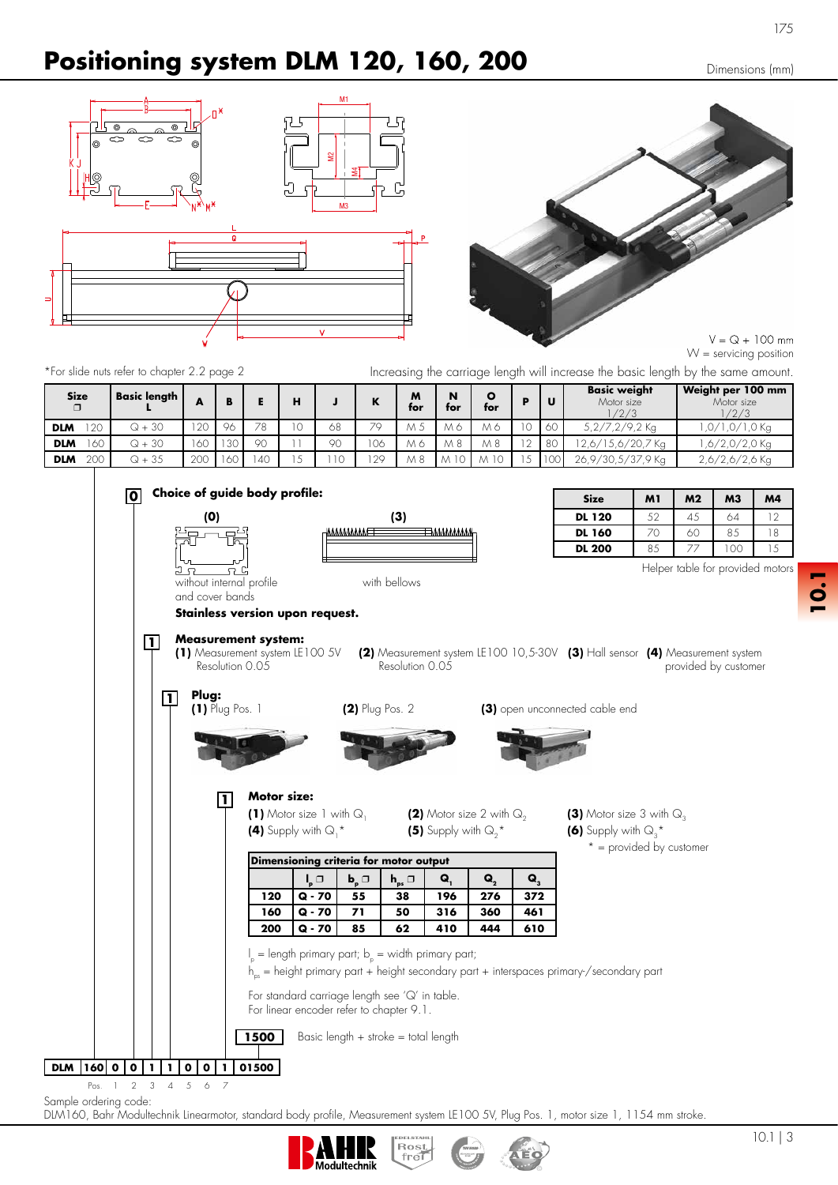# Positioning system DLM 120, 160, 200

Dimensions (mm)

V = Q + 100 mm
W = servicing position

*For slide nuts refer to chapter 2.2 page 2

Increasing the carriage length will increase the basic length by the same amount.

| Size ❒ | Basic length L | A | B | E | H | J | K | M for | N for | O for | P | U | Basic weight Motor size 1/2/3 | Weight per 100 mm Motor size 1/2/3 |
|---|---|---|---|---|---|---|---|---|---|---|---|---|---|---|
| **DLM** 120 | Q + 30 | 120 | 96 | 78 | 10 | 68 | 79 | M 5 | M 6 | M 6 | 10 | 60 | 5,2/7,2/9,2 Kg | 1,0/1,0/1,0 Kg |
| **DLM** 160 | Q + 30 | 160 | 130 | 90 | 11 | 90 | 106 | M 6 | M 8 | M 8 | 12 | 80 | 12,6/15,6/20,7 Kg | 1,6/2,0/2,0 Kg |
| **DLM** 200 | Q + 35 | 200 | 160 | 140 | 15 | 110 | 129 | M 8 | M 10 | M 10 | 15 | 100 | 26,9/30,5/37,9 Kg | 2,6/2,6/2,6 Kg |

**0** **Choice of guide body profile:**

**(0)** without internal profile and cover bands

**(3)** with bellows

**Stainless version upon request.**

| Size | M1 | M2 | M3 | M4 |
|---|---|---|---|---|
| **DL 120** | 52 | 45 | 64 | 12 |
| **DL 160** | 70 | 60 | 85 | 18 |
| **DL 200** | 85 | 77 | 100 | 15 |

Helper table for provided motors

**1** **Measurement system:**

**(1)** Measurement system LE100 5V Resolution 0.05
**(2)** Measurement system LE100 10,5-30V Resolution 0.05
**(3)** Hall sensor
**(4)** Measurement system provided by customer

**1** **Plug:**

**(1)** Plug Pos. 1
**(2)** Plug Pos. 2
**(3)** open unconnected cable end

**1** **Motor size:**

**(1)** Motor size 1 with $Q_1$
**(2)** Motor size 2 with $Q_2$
**(3)** Motor size 3 with $Q_3$
**(4)** Supply with $Q_1$*
**(5)** Supply with $Q_2$*
**(6)** Supply with $Q_3$*

* = provided by customer

**Dimensioning criteria for motor output**

| | $l_p$ ❒ | $b_p$ ❒ | $h_{ps}$ ❒ | $Q_1$ | $Q_2$ | $Q_3$ |
|---|---|---|---|---|---|---|
| **120** | **Q - 70** | **55** | **38** | **196** | **276** | **372** |
| **160** | **Q - 70** | **71** | **50** | **316** | **360** | **461** |
| **200** | **Q - 70** | **85** | **62** | **410** | **444** | **610** |

$l_p$ = length primary part; $b_p$ = width primary part;
$h_{ps}$ = height primary part + height secondary part + interspaces primary-/secondary part

For standard carriage length see 'Q' in table.
For linear encoder refer to chapter 9.1.

**1500** Basic length + stroke = total length

| DLM | 160 | 0 | 0 | 1 | 1 | 0 | 0 | 1 | 01500 |
|---|---|---|---|---|---|---|---|---|---|
| | Pos. | 1 | 2 | 3 | 4 | 5 | 6 | 7 | |

Sample ordering code:
DLM160, Bahr Modultechnik Linearmotor, standard body profile, Measurement system LE100 5V, Plug Pos. 1, motor size 1, 1154 mm stroke.